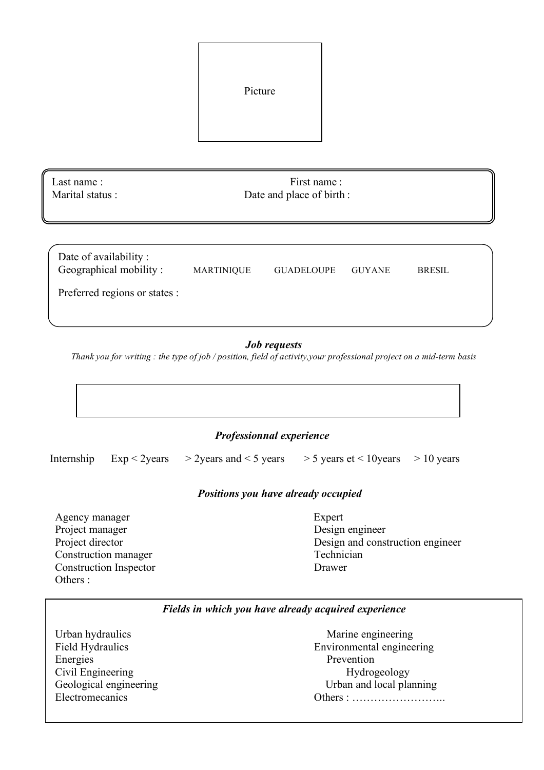Picture

Last name : First name :
Marital status : Date and place of birth :

Date of availability :
Geographical mobility : MARTINIQUE GUADELOUPE GUYANE BRESIL

Preferred regions or states :

***Job requests***

*Thank you for writing : the type of job / position, field of activity,your professional project on a mid-term basis*

***Professionnal experience***

Internship Exp < 2years > 2years and < 5 years > 5 years et < 10years > 10 years

***Positions you have already occupied***

Agency manager
Project manager
Project director
Construction manager
Construction Inspector
Others :

Expert
Design engineer
Design and construction engineer
Technician
Drawer

***Fields in which you have already acquired experience***

Urban hydraulics
Field Hydraulics
Energies
Civil Engineering
Geological engineering
Electromecanics

Marine engineering
Environmental engineering
Prevention
Hydrogeology
Urban and local planning
Others : ……………………..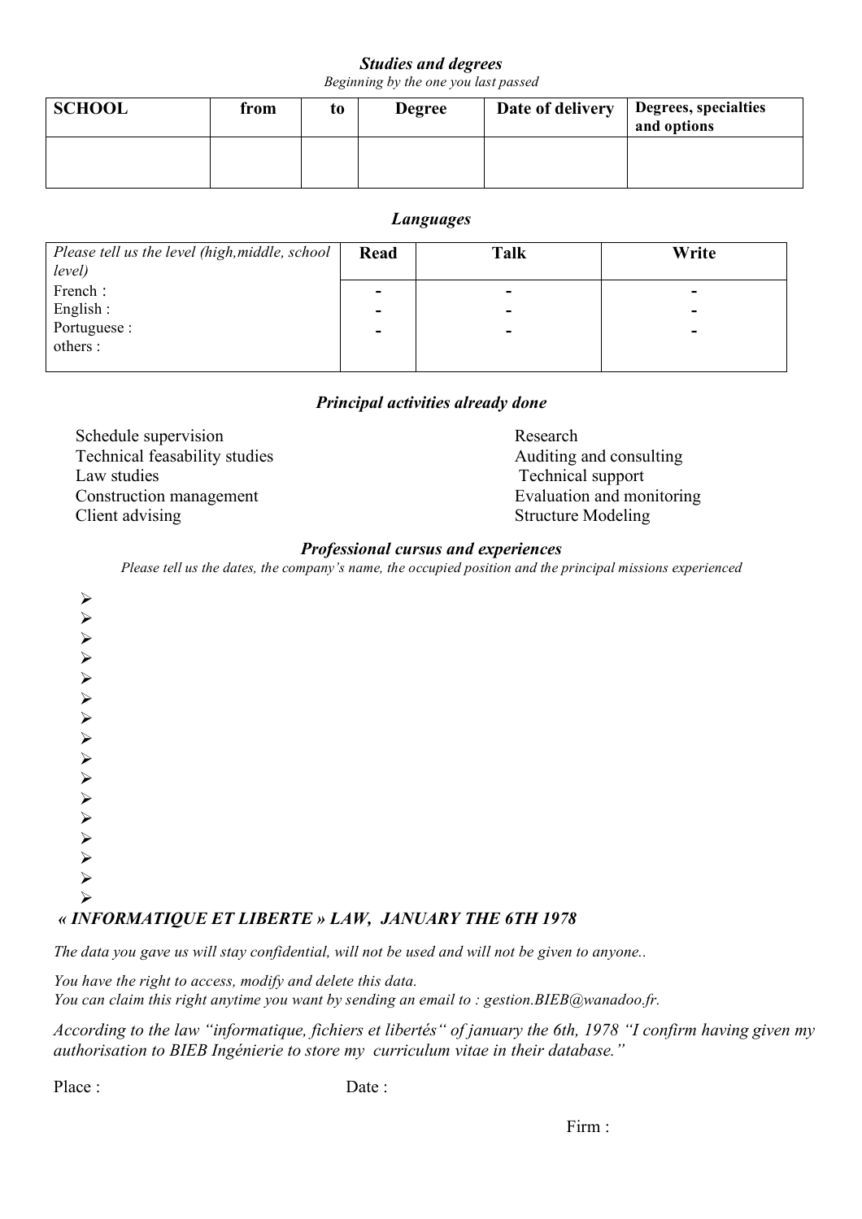### *Studies and degrees*

*Beginning by the one you last passed*

| SCHOOL | from | to | Degree | Date of delivery | Degrees, specialties and options |
|---|---|---|---|---|---|
| | | | | | |

### *Languages*

| *Please tell us the level (high,middle, school level)* | Read | Talk | Write |
|---|---|---|---|
| French :<br>English :<br>Portuguese :<br>others : | -<br>-<br>- | -<br>-<br>- | -<br>-<br>- |

### *Principal activities already done*

Schedule supervision
Technical feasability studies
Law studies
Construction management
Client advising
Research
Auditing and consulting
Technical support
Evaluation and monitoring
Structure Modeling

### *Professional cursus and experiences*

*Please tell us the dates, the company's name, the occupied position and the principal missions experienced*

- 
- 
- 
- 
- 
- 
- 
- 
- 
- 
- 
- 
- 
- 
- 
- 

### *« INFORMATIQUE ET LIBERTE » LAW, JANUARY THE 6TH 1978*

*The data you gave us will stay confidential, will not be used and will not be given to anyone..*

*You have the right to access, modify and delete this data.*
*You can claim this right anytime you want by sending an email to : gestion.BIEB@wanadoo.fr.*

*According to the law "informatique, fichiers et libertés" of january the 6th, 1978 "I confirm having given my authorisation to BIEB Ingénierie to store my curriculum vitae in their database."*

Place : Date :

Firm :